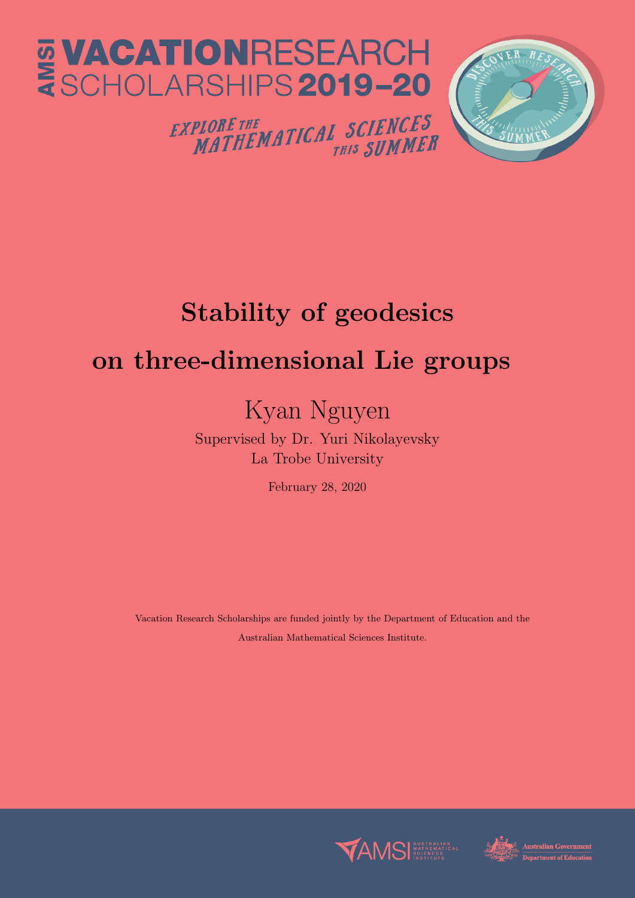AMSI VACATION RESEARCH SCHOLARSHIPS 2019–20

EXPLORE THE MATHEMATICAL SCIENCES THIS SUMMER

# Stability of geodesics on three-dimensional Lie groups

Kyan Nguyen

Supervised by Dr. Yuri Nikolayevsky
La Trobe University

February 28, 2020

Vacation Research Scholarships are funded jointly by the Department of Education and the Australian Mathematical Sciences Institute.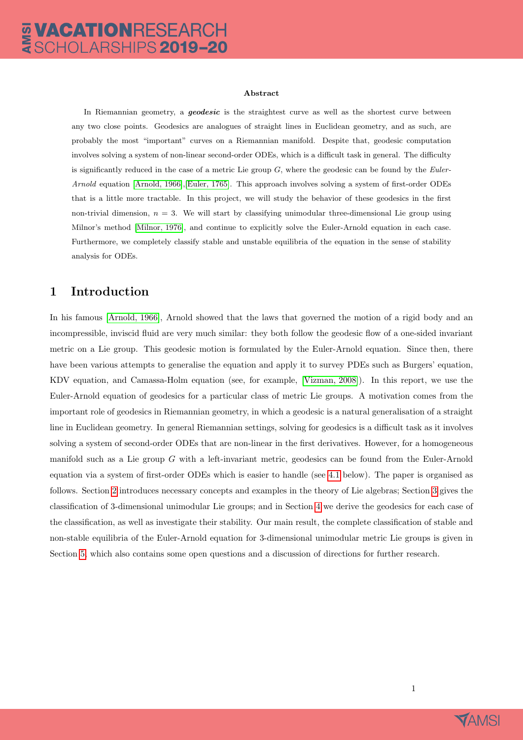**Abstract**

In Riemannian geometry, a ***geodesic*** is the straightest curve as well as the shortest curve between any two close points. Geodesics are analogues of straight lines in Euclidean geometry, and as such, are probably the most "important" curves on a Riemannian manifold. Despite that, geodesic computation involves solving a system of non-linear second-order ODEs, which is a difficult task in general. The difficulty is significantly reduced in the case of a metric Lie group $G$, where the geodesic can be found by the *Euler-Arnold* equation [Arnold, 1966],[Euler, 1765]. This approach involves solving a system of first-order ODEs that is a little more tractable. In this project, we will study the behavior of these geodesics in the first non-trivial dimension, $n = 3$. We will start by classifying unimodular three-dimensional Lie group using Milnor's method [Milnor, 1976], and continue to explicitly solve the Euler-Arnold equation in each case. Furthermore, we completely classify stable and unstable equilibria of the equation in the sense of stability analysis for ODEs.

# 1 Introduction

In his famous [Arnold, 1966], Arnold showed that the laws that governed the motion of a rigid body and an incompressible, inviscid fluid are very much similar: they both follow the geodesic flow of a one-sided invariant metric on a Lie group. This geodesic motion is formulated by the Euler-Arnold equation. Since then, there have been various attempts to generalise the equation and apply it to survey PDEs such as Burgers' equation, KDV equation, and Camassa-Holm equation (see, for example, [Vizman, 2008]). In this report, we use the Euler-Arnold equation of geodesics for a particular class of metric Lie groups. A motivation comes from the important role of geodesics in Riemannian geometry, in which a geodesic is a natural generalisation of a straight line in Euclidean geometry. In general Riemannian settings, solving for geodesics is a difficult task as it involves solving a system of second-order ODEs that are non-linear in the first derivatives. However, for a homogeneous manifold such as a Lie group $G$ with a left-invariant metric, geodesics can be found from the Euler-Arnold equation via a system of first-order ODEs which is easier to handle (see 4.1 below). The paper is organised as follows. Section 2 introduces necessary concepts and examples in the theory of Lie algebras; Section 3 gives the classification of 3-dimensional unimodular Lie groups; and in Section 4 we derive the geodesics for each case of the classification, as well as investigate their stability. Our main result, the complete classification of stable and non-stable equilibria of the Euler-Arnold equation for 3-dimensional unimodular metric Lie groups is given in Section 5, which also contains some open questions and a discussion of directions for further research.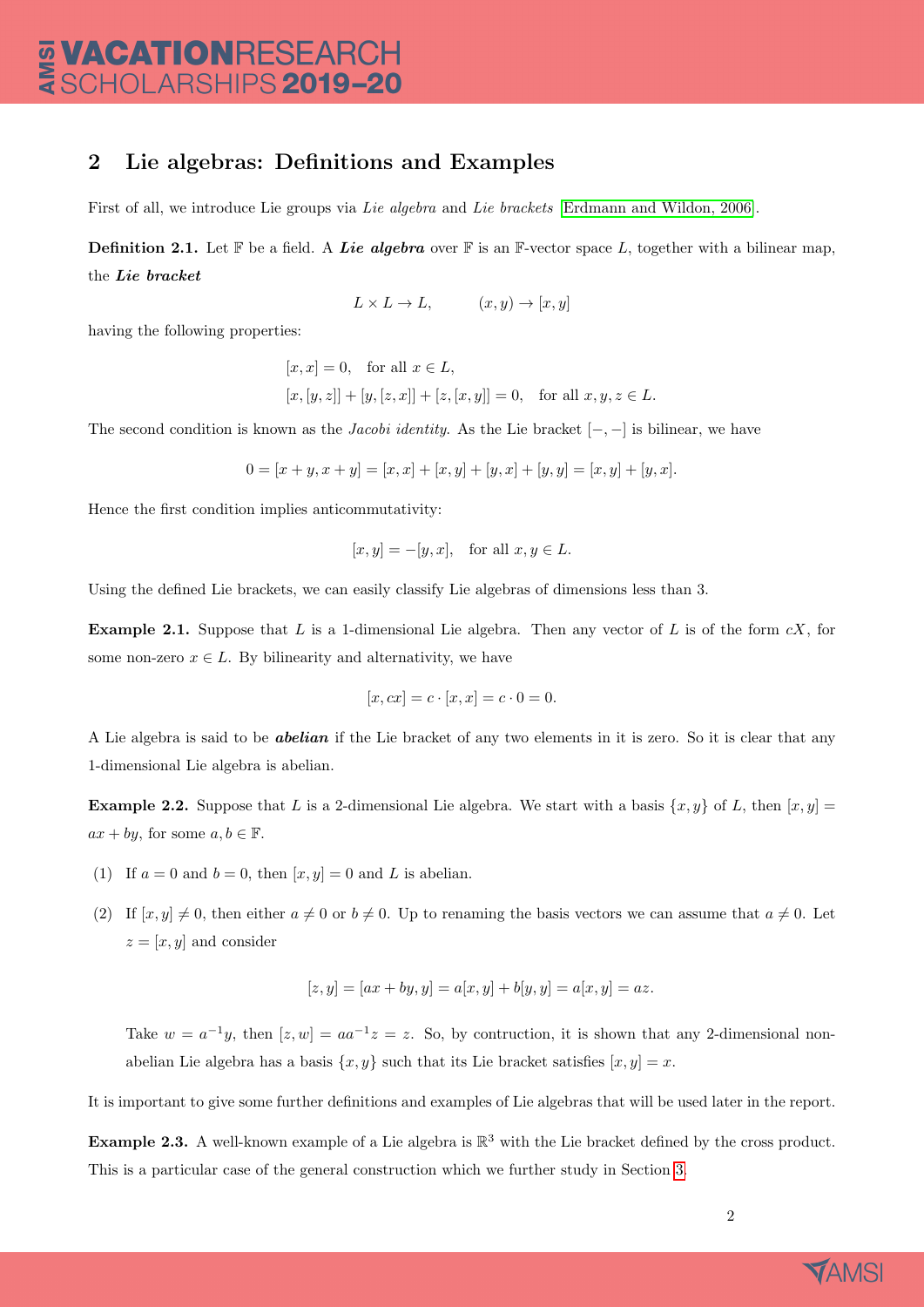## 2 Lie algebras: Definitions and Examples

First of all, we introduce Lie groups via *Lie algebra* and *Lie brackets* [Erdmann and Wildon, 2006].

**Definition 2.1.** Let $\mathbb{F}$ be a field. A ***Lie algebra*** over $\mathbb{F}$ is an $\mathbb{F}$-vector space $L$, together with a bilinear map, the ***Lie bracket***

$$L \times L \to L, \qquad (x, y) \to [x, y]$$

having the following properties:

$$[x, x] = 0, \quad \text{for all } x \in L,$$
$$[x, [y, z]] + [y, [z, x]] + [z, [x, y]] = 0, \quad \text{for all } x, y, z \in L.$$

The second condition is known as the *Jacobi identity*. As the Lie bracket $[-, -]$ is bilinear, we have

$$0 = [x + y, x + y] = [x, x] + [x, y] + [y, x] + [y, y] = [x, y] + [y, x].$$

Hence the first condition implies anticommutativity:

$$[x, y] = -[y, x], \quad \text{for all } x, y \in L.$$

Using the defined Lie brackets, we can easily classify Lie algebras of dimensions less than 3.

**Example 2.1.** Suppose that $L$ is a 1-dimensional Lie algebra. Then any vector of $L$ is of the form $cX$, for some non-zero $x \in L$. By bilinearity and alternativity, we have

$$[x, cx] = c \cdot [x, x] = c \cdot 0 = 0.$$

A Lie algebra is said to be ***abelian*** if the Lie bracket of any two elements in it is zero. So it is clear that any 1-dimensional Lie algebra is abelian.

**Example 2.2.** Suppose that $L$ is a 2-dimensional Lie algebra. We start with a basis $\{x, y\}$ of $L$, then $[x, y] = ax + by$, for some $a, b \in \mathbb{F}$.

(1) If $a = 0$ and $b = 0$, then $[x, y] = 0$ and $L$ is abelian.

(2) If $[x, y] \neq 0$, then either $a \neq 0$ or $b \neq 0$. Up to renaming the basis vectors we can assume that $a \neq 0$. Let $z = [x, y]$ and consider

$$[z, y] = [ax + by, y] = a[x, y] + b[y, y] = a[x, y] = az.$$

Take $w = a^{-1}y$, then $[z, w] = aa^{-1}z = z$. So, by contruction, it is shown that any 2-dimensional non-abelian Lie algebra has a basis $\{x, y\}$ such that its Lie bracket satisfies $[x, y] = x$.

It is important to give some further definitions and examples of Lie algebras that will be used later in the report.

**Example 2.3.** A well-known example of a Lie algebra is $\mathbb{R}^3$ with the Lie bracket defined by the cross product. This is a particular case of the general construction which we further study in Section 3.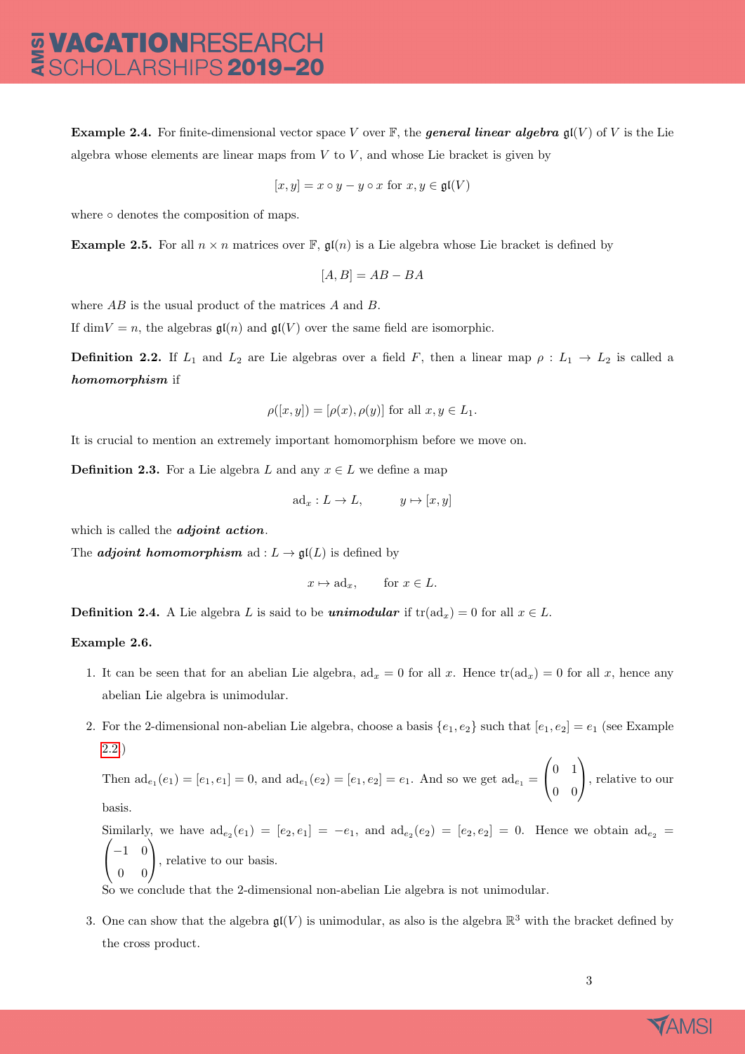**Example 2.4.** For finite-dimensional vector space $V$ over $\mathbb{F}$, the ***general linear algebra*** $\mathfrak{gl}(V)$ of $V$ is the Lie algebra whose elements are linear maps from $V$ to $V$, and whose Lie bracket is given by

$$[x, y] = x \circ y - y \circ x \text{ for } x, y \in \mathfrak{gl}(V)$$

where $\circ$ denotes the composition of maps.

**Example 2.5.** For all $n \times n$ matrices over $\mathbb{F}$, $\mathfrak{gl}(n)$ is a Lie algebra whose Lie bracket is defined by

$$[A, B] = AB - BA$$

where $AB$ is the usual product of the matrices $A$ and $B$.

If $\dim V = n$, the algebras $\mathfrak{gl}(n)$ and $\mathfrak{gl}(V)$ over the same field are isomorphic.

**Definition 2.2.** If $L_1$ and $L_2$ are Lie algebras over a field $F$, then a linear map $\rho : L_1 \to L_2$ is called a ***homomorphism*** if

$$\rho([x, y]) = [\rho(x), \rho(y)] \text{ for all } x, y \in L_1.$$

It is crucial to mention an extremely important homomorphism before we move on.

**Definition 2.3.** For a Lie algebra $L$ and any $x \in L$ we define a map

$$\mathrm{ad}_x : L \to L, \qquad y \mapsto [x, y]$$

which is called the ***adjoint action***.

The ***adjoint homomorphism*** $\mathrm{ad} : L \to \mathfrak{gl}(L)$ is defined by

$$x \mapsto \mathrm{ad}_x, \qquad \text{for } x \in L.$$

**Definition 2.4.** A Lie algebra $L$ is said to be ***unimodular*** if $\mathrm{tr}(\mathrm{ad}_x) = 0$ for all $x \in L$.

**Example 2.6.**

1. It can be seen that for an abelian Lie algebra, $\mathrm{ad}_x = 0$ for all $x$. Hence $\mathrm{tr}(\mathrm{ad}_x) = 0$ for all $x$, hence any abelian Lie algebra is unimodular.

2. For the 2-dimensional non-abelian Lie algebra, choose a basis $\{e_1, e_2\}$ such that $[e_1, e_2] = e_1$ (see Example 2.2)

   Then $\mathrm{ad}_{e_1}(e_1) = [e_1, e_1] = 0$, and $\mathrm{ad}_{e_1}(e_2) = [e_1, e_2] = e_1$. And so we get $\mathrm{ad}_{e_1} = \begin{pmatrix} 0 & 1 \\ 0 & 0 \end{pmatrix}$, relative to our basis.

   Similarly, we have $\mathrm{ad}_{e_2}(e_1) = [e_2, e_1] = -e_1$, and $\mathrm{ad}_{e_2}(e_2) = [e_2, e_2] = 0$. Hence we obtain $\mathrm{ad}_{e_2} = \begin{pmatrix} -1 & 0 \\ 0 & 0 \end{pmatrix}$, relative to our basis.

   So we conclude that the 2-dimensional non-abelian Lie algebra is not unimodular.

3. One can show that the algebra $\mathfrak{gl}(V)$ is unimodular, as also is the algebra $\mathbb{R}^3$ with the bracket defined by the cross product.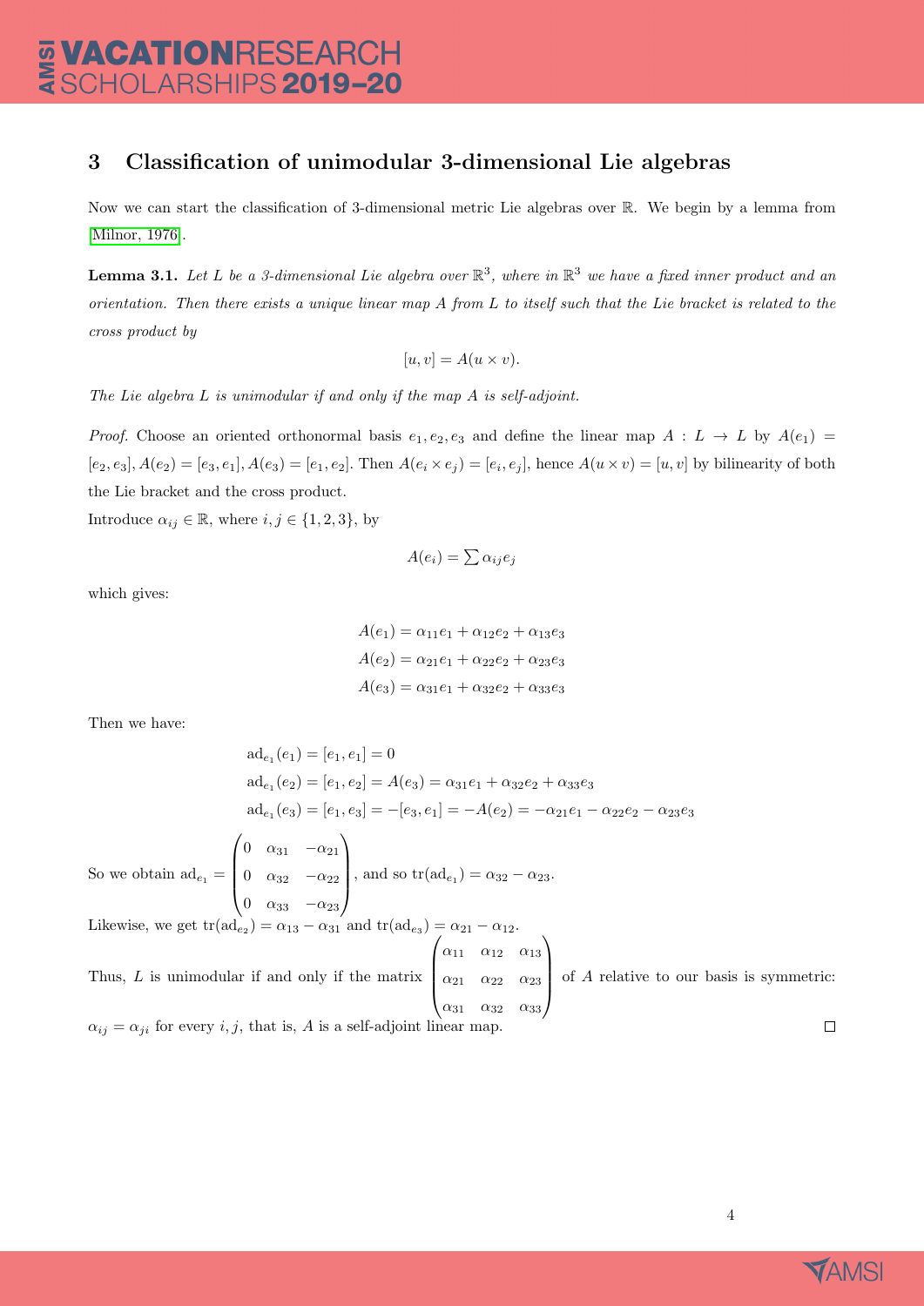## 3 Classification of unimodular 3-dimensional Lie algebras

Now we can start the classification of 3-dimensional metric Lie algebras over $\mathbb{R}$. We begin by a lemma from [Milnor, 1976].

**Lemma 3.1.** *Let $L$ be a 3-dimensional Lie algebra over $\mathbb{R}^3$, where in $\mathbb{R}^3$ we have a fixed inner product and an orientation. Then there exists a unique linear map $A$ from $L$ to itself such that the Lie bracket is related to the cross product by*

$$[u, v] = A(u \times v).$$

*The Lie algebra $L$ is unimodular if and only if the map $A$ is self-adjoint.*

*Proof.* Choose an oriented orthonormal basis $e_1, e_2, e_3$ and define the linear map $A : L \to L$ by $A(e_1) = [e_2, e_3], A(e_2) = [e_3, e_1], A(e_3) = [e_1, e_2]$. Then $A(e_i \times e_j) = [e_i, e_j]$, hence $A(u \times v) = [u, v]$ by bilinearity of both the Lie bracket and the cross product.

Introduce $\alpha_{ij} \in \mathbb{R}$, where $i, j \in \{1, 2, 3\}$, by

$$A(e_i) = \sum \alpha_{ij} e_j$$

which gives:

$$\begin{aligned}
A(e_1) &= \alpha_{11}e_1 + \alpha_{12}e_2 + \alpha_{13}e_3 \\
A(e_2) &= \alpha_{21}e_1 + \alpha_{22}e_2 + \alpha_{23}e_3 \\
A(e_3) &= \alpha_{31}e_1 + \alpha_{32}e_2 + \alpha_{33}e_3
\end{aligned}$$

Then we have:

$$\begin{aligned}
\mathrm{ad}_{e_1}(e_1) &= [e_1, e_1] = 0 \\
\mathrm{ad}_{e_1}(e_2) &= [e_1, e_2] = A(e_3) = \alpha_{31}e_1 + \alpha_{32}e_2 + \alpha_{33}e_3 \\
\mathrm{ad}_{e_1}(e_3) &= [e_1, e_3] = -[e_3, e_1] = -A(e_2) = -\alpha_{21}e_1 - \alpha_{22}e_2 - \alpha_{23}e_3
\end{aligned}$$

So we obtain $\mathrm{ad}_{e_1} = \begin{pmatrix} 0 & \alpha_{31} & -\alpha_{21} \\ 0 & \alpha_{32} & -\alpha_{22} \\ 0 & \alpha_{33} & -\alpha_{23} \end{pmatrix}$, and so $\mathrm{tr}(\mathrm{ad}_{e_1}) = \alpha_{32} - \alpha_{23}$.

Likewise, we get $\mathrm{tr}(\mathrm{ad}_{e_2}) = \alpha_{13} - \alpha_{31}$ and $\mathrm{tr}(\mathrm{ad}_{e_3}) = \alpha_{21} - \alpha_{12}$.

Thus, $L$ is unimodular if and only if the matrix $\begin{pmatrix} \alpha_{11} & \alpha_{12} & \alpha_{13} \\ \alpha_{21} & \alpha_{22} & \alpha_{23} \\ \alpha_{31} & \alpha_{32} & \alpha_{33} \end{pmatrix}$ of $A$ relative to our basis is symmetric: $\alpha_{ij} = \alpha_{ji}$ for every $i, j$, that is, $A$ is a self-adjoint linear map. $\square$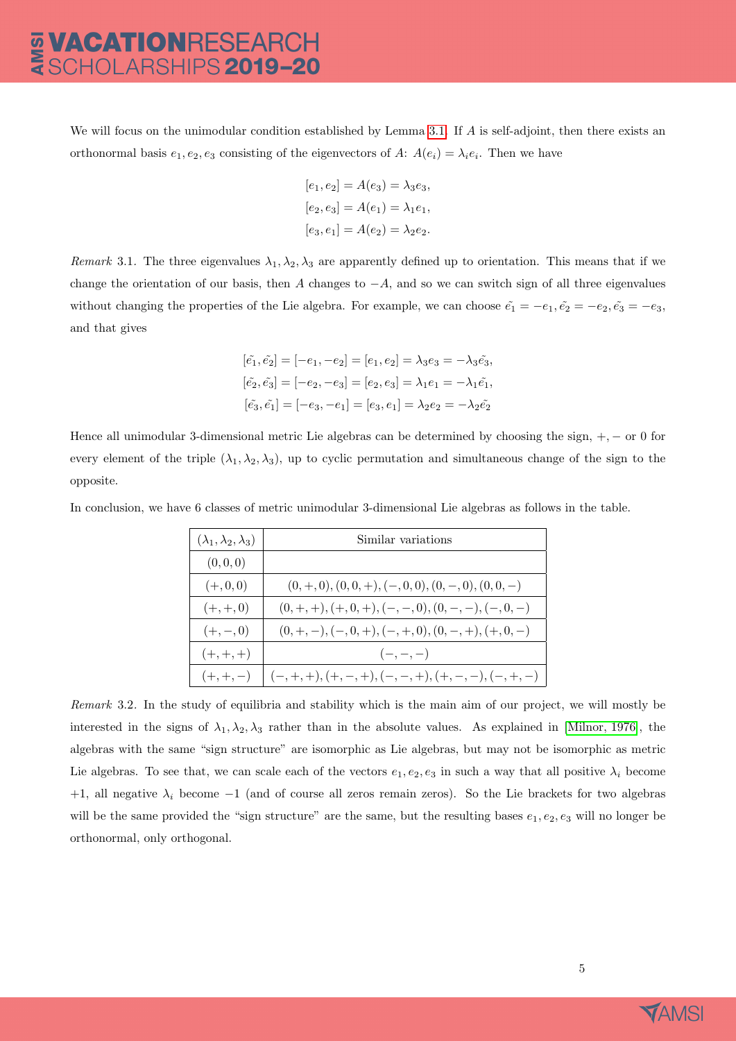We will focus on the unimodular condition established by Lemma 3.1. If $A$ is self-adjoint, then there exists an orthonormal basis $e_1, e_2, e_3$ consisting of the eigenvectors of $A$: $A(e_i) = \lambda_i e_i$. Then we have

$$
\begin{aligned}
[e_1, e_2] &= A(e_3) = \lambda_3 e_3, \\
[e_2, e_3] &= A(e_1) = \lambda_1 e_1, \\
[e_3, e_1] &= A(e_2) = \lambda_2 e_2.
\end{aligned}
$$

*Remark* 3.1. The three eigenvalues $\lambda_1, \lambda_2, \lambda_3$ are apparently defined up to orientation. This means that if we change the orientation of our basis, then $A$ changes to $-A$, and so we can switch sign of all three eigenvalues without changing the properties of the Lie algebra. For example, we can choose $\tilde{e_1} = -e_1, \tilde{e_2} = -e_2, \tilde{e_3} = -e_3$, and that gives

$$
\begin{aligned}
[\tilde{e_1}, \tilde{e_2}] &= [-e_1, -e_2] = [e_1, e_2] = \lambda_3 e_3 = -\lambda_3 \tilde{e_3}, \\
[\tilde{e_2}, \tilde{e_3}] &= [-e_2, -e_3] = [e_2, e_3] = \lambda_1 e_1 = -\lambda_1 \tilde{e_1}, \\
[\tilde{e_3}, \tilde{e_1}] &= [-e_3, -e_1] = [e_3, e_1] = \lambda_2 e_2 = -\lambda_2 \tilde{e_2}
\end{aligned}
$$

Hence all unimodular 3-dimensional metric Lie algebras can be determined by choosing the sign, $+, -$ or $0$ for every element of the triple $(\lambda_1, \lambda_2, \lambda_3)$, up to cyclic permutation and simultaneous change of the sign to the opposite.

In conclusion, we have 6 classes of metric unimodular 3-dimensional Lie algebras as follows in the table.

| $(\lambda_1, \lambda_2, \lambda_3)$ | Similar variations |
|---|---|
| $(0,0,0)$ | |
| $(+,0,0)$ | $(0,+,0), (0,0,+), (-,0,0), (0,-,0), (0,0,-)$ |
| $(+,+,0)$ | $(0,+,+), (+,0,+), (-,-,0), (0,-,-), (-,0,-)$ |
| $(+,-,0)$ | $(0,+,-), (-,0,+), (-,+,0), (0,-,+), (+,0,-)$ |
| $(+,+,+)$ | $(-,-,-)$ |
| $(+,+,-)$ | $(-,+,+), (+,-,+), (-,-,+), (+,-,-), (-,+,-)$ |

*Remark* 3.2. In the study of equilibria and stability which is the main aim of our project, we will mostly be interested in the signs of $\lambda_1, \lambda_2, \lambda_3$ rather than in the absolute values. As explained in [Milnor, 1976], the algebras with the same "sign structure" are isomorphic as Lie algebras, but may not be isomorphic as metric Lie algebras. To see that, we can scale each of the vectors $e_1, e_2, e_3$ in such a way that all positive $\lambda_i$ become $+1$, all negative $\lambda_i$ become $-1$ (and of course all zeros remain zeros). So the Lie brackets for two algebras will be the same provided the "sign structure" are the same, but the resulting bases $e_1, e_2, e_3$ will no longer be orthonormal, only orthogonal.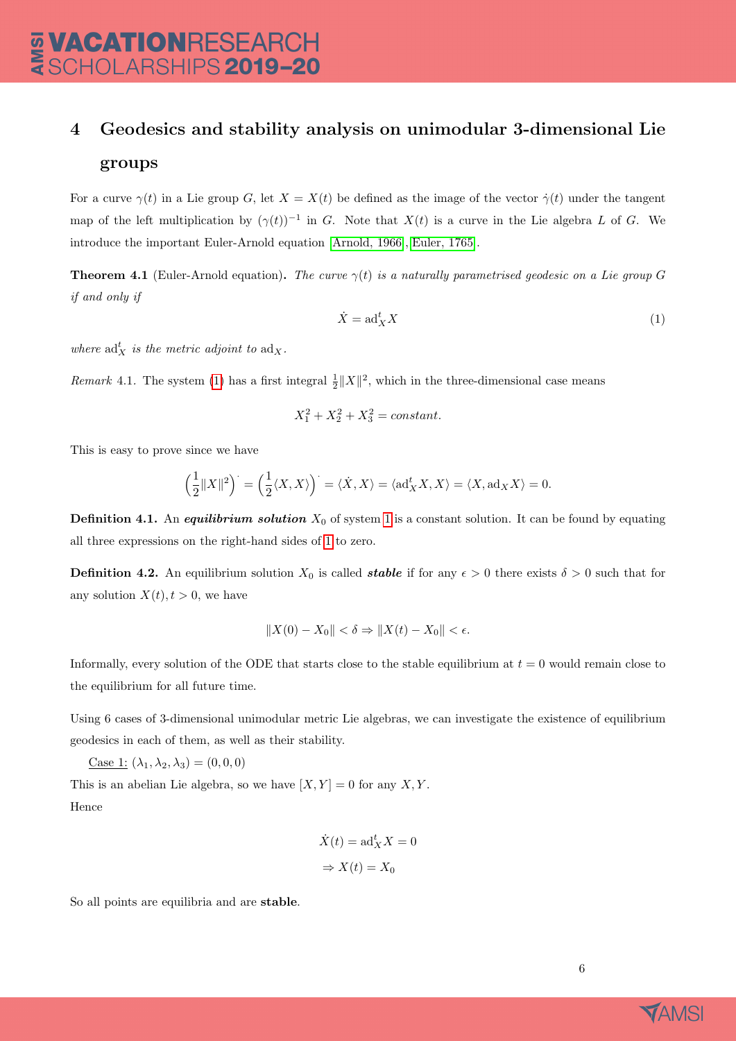## 4 Geodesics and stability analysis on unimodular 3-dimensional Lie groups

For a curve $\gamma(t)$ in a Lie group $G$, let $X = X(t)$ be defined as the image of the vector $\dot{\gamma}(t)$ under the tangent map of the left multiplication by $(\gamma(t))^{-1}$ in $G$. Note that $X(t)$ is a curve in the Lie algebra $L$ of $G$. We introduce the important Euler-Arnold equation [Arnold, 1966], [Euler, 1765].

**Theorem 4.1** (Euler-Arnold equation)**.** *The curve $\gamma(t)$ is a naturally parametrised geodesic on a Lie group $G$ if and only if*

$$\dot{X} = \mathrm{ad}_X^t X \tag{1}$$

*where $\mathrm{ad}_X^t$ is the metric adjoint to $\mathrm{ad}_X$.*

*Remark* 4.1. The system (1) has a first integral $\frac{1}{2}\|X\|^2$, which in the three-dimensional case means

$$X_1^2 + X_2^2 + X_3^2 = constant.$$

This is easy to prove since we have

$$\left(\frac{1}{2}\|X\|^2\right)^{\cdot} = \left(\frac{1}{2}\langle X, X\rangle\right)^{\cdot} = \langle \dot{X}, X\rangle = \langle \mathrm{ad}_X^t X, X\rangle = \langle X, \mathrm{ad}_X X\rangle = 0.$$

**Definition 4.1.** An ***equilibrium solution*** $X_0$ of system 1 is a constant solution. It can be found by equating all three expressions on the right-hand sides of 1 to zero.

**Definition 4.2.** An equilibrium solution $X_0$ is called ***stable*** if for any $\epsilon > 0$ there exists $\delta > 0$ such that for any solution $X(t), t > 0$, we have

$$\|X(0) - X_0\| < \delta \Rightarrow \|X(t) - X_0\| < \epsilon.$$

Informally, every solution of the ODE that starts close to the stable equilibrium at $t = 0$ would remain close to the equilibrium for all future time.

Using 6 cases of 3-dimensional unimodular metric Lie algebras, we can investigate the existence of equilibrium geodesics in each of them, as well as their stability.

Case 1: $(\lambda_1, \lambda_2, \lambda_3) = (0, 0, 0)$

This is an abelian Lie algebra, so we have $[X, Y] = 0$ for any $X, Y$.

Hence

$$\dot{X}(t) = \mathrm{ad}_X^t X = 0$$
$$\Rightarrow X(t) = X_0$$

So all points are equilibria and are **stable**.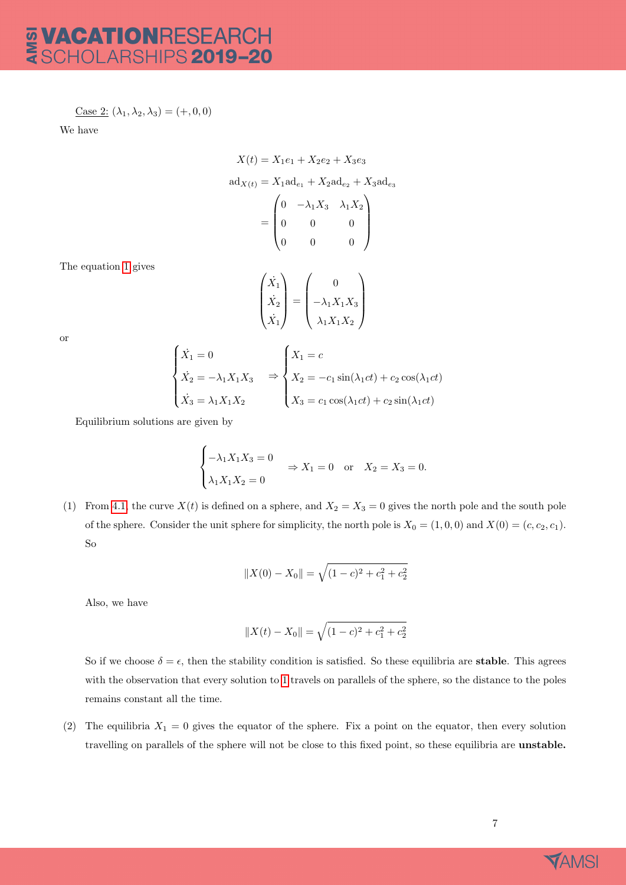<u>Case 2:</u> $(\lambda_1, \lambda_2, \lambda_3) = (+, 0, 0)$

We have

$$
\begin{aligned}
X(t) &= X_1 e_1 + X_2 e_2 + X_3 e_3 \\
\mathrm{ad}_{X(t)} &= X_1 \mathrm{ad}_{e_1} + X_2 \mathrm{ad}_{e_2} + X_3 \mathrm{ad}_{e_3} \\
&= \begin{pmatrix} 0 & -\lambda_1 X_3 & \lambda_1 X_2 \\ 0 & 0 & 0 \\ 0 & 0 & 0 \end{pmatrix}
\end{aligned}
$$

The equation 1 gives

$$
\begin{pmatrix} \dot{X_1} \\ \dot{X_2} \\ \dot{X_1} \end{pmatrix} = \begin{pmatrix} 0 \\ -\lambda_1 X_1 X_3 \\ \lambda_1 X_1 X_2 \end{pmatrix}
$$

or

$$
\begin{cases} \dot{X_1} = 0 \\ \dot{X_2} = -\lambda_1 X_1 X_3 \\ \dot{X_3} = \lambda_1 X_1 X_2 \end{cases} \Rightarrow \begin{cases} X_1 = c \\ X_2 = -c_1 \sin(\lambda_1 c t) + c_2 \cos(\lambda_1 c t) \\ X_3 = c_1 \cos(\lambda_1 c t) + c_2 \sin(\lambda_1 c t) \end{cases}
$$

Equilibrium solutions are given by

$$
\begin{cases} -\lambda_1 X_1 X_3 = 0 \\ \lambda_1 X_1 X_2 = 0 \end{cases} \Rightarrow X_1 = 0 \quad \text{or} \quad X_2 = X_3 = 0.
$$

(1) From 4.1, the curve $X(t)$ is defined on a sphere, and $X_2 = X_3 = 0$ gives the north pole and the south pole of the sphere. Consider the unit sphere for simplicity, the north pole is $X_0 = (1, 0, 0)$ and $X(0) = (c, c_2, c_1)$. So

$$
\|X(0) - X_0\| = \sqrt{(1-c)^2 + c_1^2 + c_2^2}
$$

Also, we have

$$
\|X(t) - X_0\| = \sqrt{(1-c)^2 + c_1^2 + c_2^2}
$$

So if we choose $\delta = \epsilon$, then the stability condition is satisfied. So these equilibria are **stable**. This agrees with the observation that every solution to 1 travels on parallels of the sphere, so the distance to the poles remains constant all the time.

(2) The equilibria $X_1 = 0$ gives the equator of the sphere. Fix a point on the equator, then every solution travelling on parallels of the sphere will not be close to this fixed point, so these equilibria are **unstable.**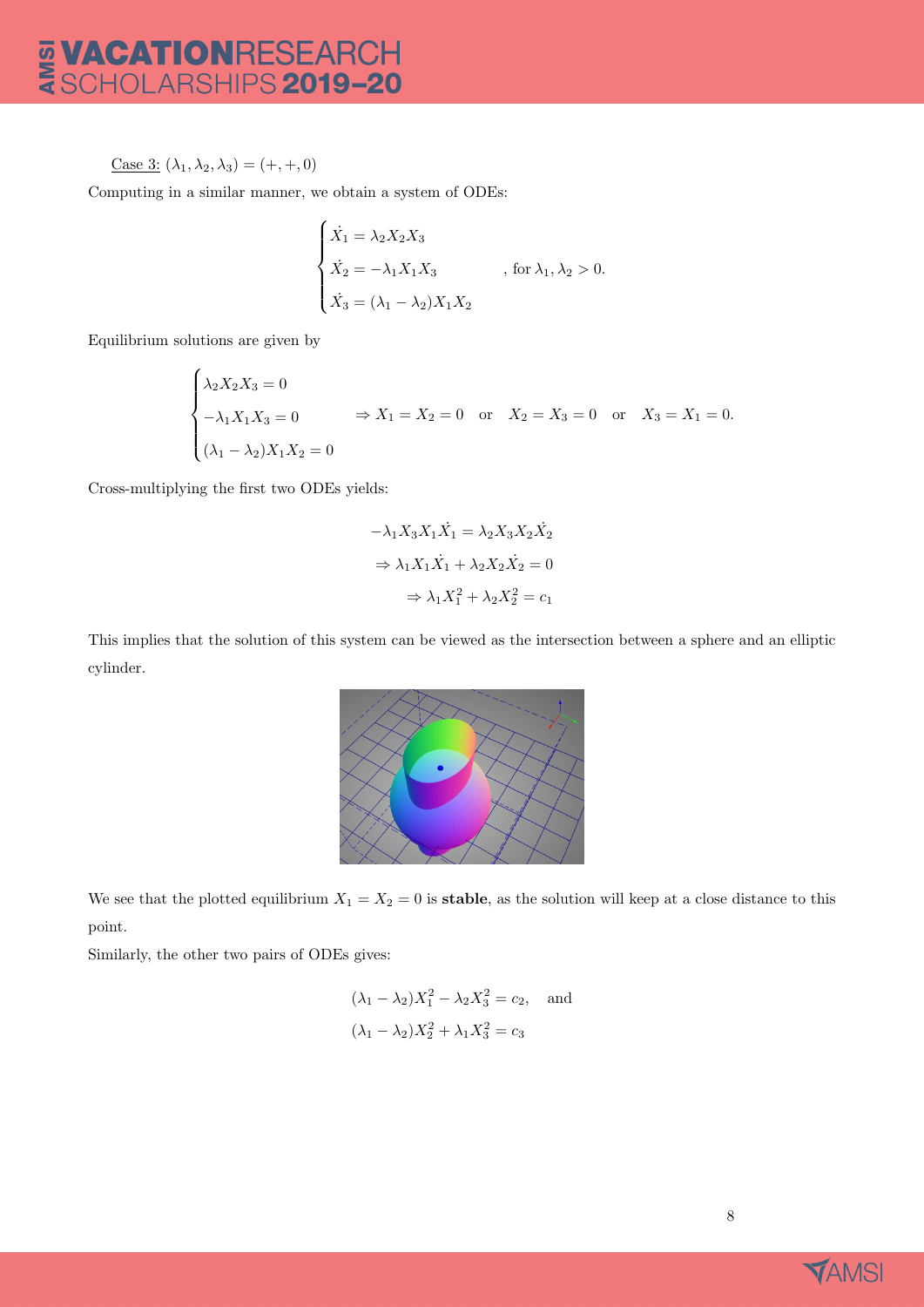Case 3: $(\lambda_1, \lambda_2, \lambda_3) = (+, +, 0)$

Computing in a similar manner, we obtain a system of ODEs:

$$\begin{cases} \dot{X_1} = \lambda_2 X_2 X_3 \\ \dot{X_2} = -\lambda_1 X_1 X_3 \\ \dot{X_3} = (\lambda_1 - \lambda_2) X_1 X_2 \end{cases}, \text{ for } \lambda_1, \lambda_2 > 0.$$

Equilibrium solutions are given by

$$\begin{cases} \lambda_2 X_2 X_3 = 0 \\ -\lambda_1 X_1 X_3 = 0 \\ (\lambda_1 - \lambda_2) X_1 X_2 = 0 \end{cases} \Rightarrow X_1 = X_2 = 0 \quad \text{or} \quad X_2 = X_3 = 0 \quad \text{or} \quad X_3 = X_1 = 0.$$

Cross-multiplying the first two ODEs yields:

$$\begin{aligned} -\lambda_1 X_3 X_1 \dot{X_1} &= \lambda_2 X_3 X_2 \dot{X_2} \\ \Rightarrow \lambda_1 X_1 \dot{X_1} + \lambda_2 X_2 \dot{X_2} &= 0 \\ \Rightarrow \lambda_1 X_1^2 + \lambda_2 X_2^2 &= c_1 \end{aligned}$$

This implies that the solution of this system can be viewed as the intersection between a sphere and an elliptic cylinder.

We see that the plotted equilibrium $X_1 = X_2 = 0$ is **stable**, as the solution will keep at a close distance to this point.

Similarly, the other two pairs of ODEs gives:

$$\begin{aligned} &(\lambda_1 - \lambda_2) X_1^2 - \lambda_2 X_3^2 = c_2, \quad \text{and} \\ &(\lambda_1 - \lambda_2) X_2^2 + \lambda_1 X_3^2 = c_3 \end{aligned}$$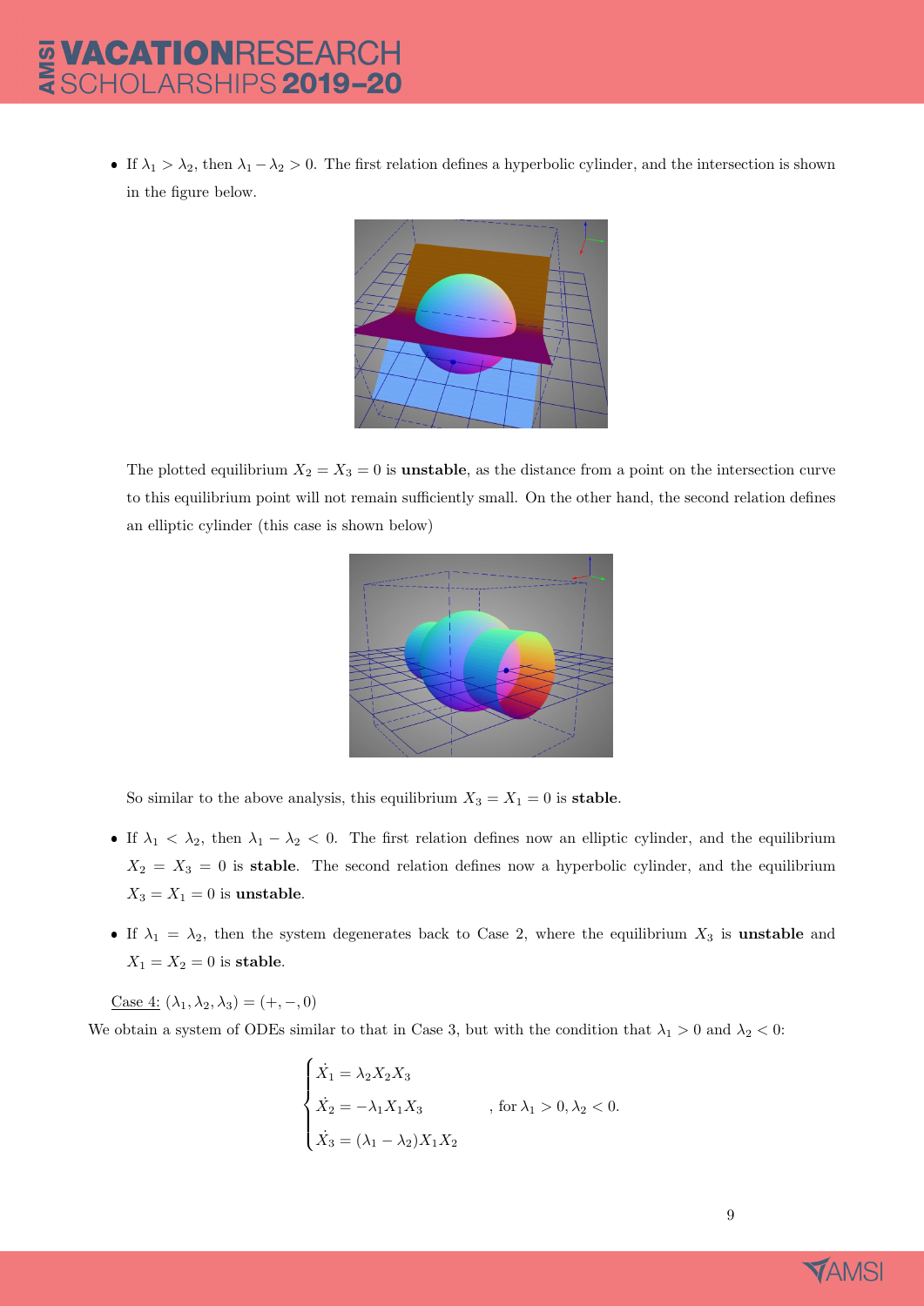- If $\lambda_1 > \lambda_2$, then $\lambda_1 - \lambda_2 > 0$. The first relation defines a hyperbolic cylinder, and the intersection is shown in the figure below.

  The plotted equilibrium $X_2 = X_3 = 0$ is **unstable**, as the distance from a point on the intersection curve to this equilibrium point will not remain sufficiently small. On the other hand, the second relation defines an elliptic cylinder (this case is shown below)

  So similar to the above analysis, this equilibrium $X_3 = X_1 = 0$ is **stable**.

- If $\lambda_1 < \lambda_2$, then $\lambda_1 - \lambda_2 < 0$. The first relation defines now an elliptic cylinder, and the equilibrium $X_2 = X_3 = 0$ is **stable**. The second relation defines now a hyperbolic cylinder, and the equilibrium $X_3 = X_1 = 0$ is **unstable**.

- If $\lambda_1 = \lambda_2$, then the system degenerates back to Case 2, where the equilibrium $X_3$ is **unstable** and $X_1 = X_2 = 0$ is **stable**.

Case 4: $(\lambda_1, \lambda_2, \lambda_3) = (+, -, 0)$

We obtain a system of ODEs similar to that in Case 3, but with the condition that $\lambda_1 > 0$ and $\lambda_2 < 0$:

$$
\begin{cases}
\dot{X}_1 = \lambda_2 X_2 X_3 \\
\dot{X}_2 = -\lambda_1 X_1 X_3 \\
\dot{X}_3 = (\lambda_1 - \lambda_2) X_1 X_2
\end{cases}
\quad , \text{ for } \lambda_1 > 0, \lambda_2 < 0.
$$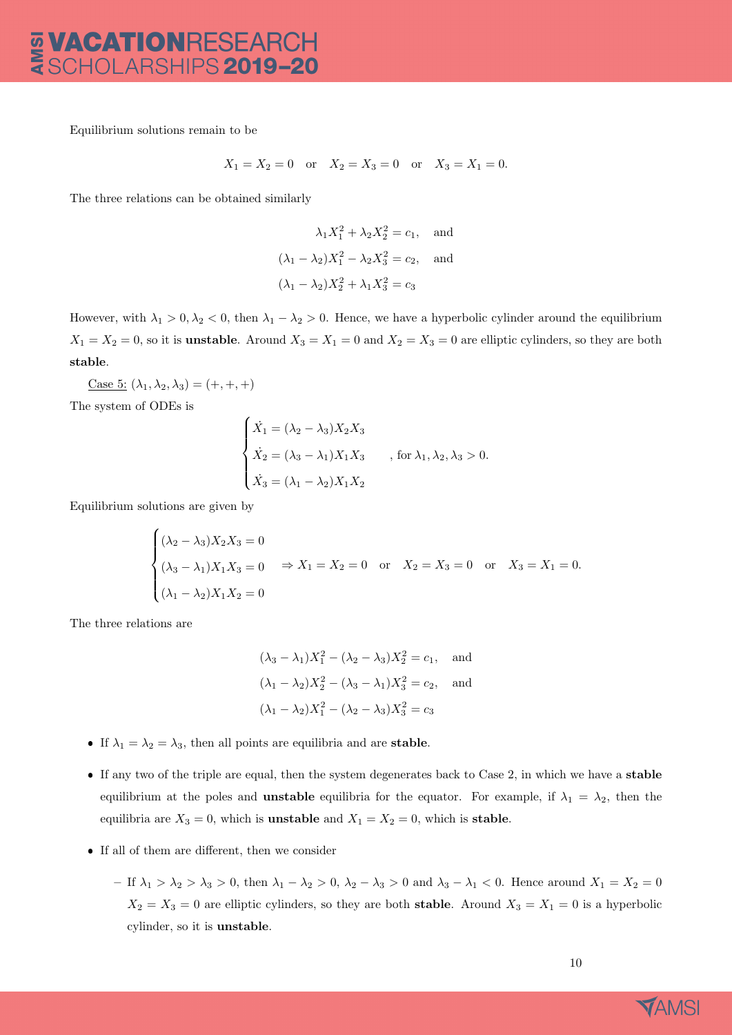Equilibrium solutions remain to be

$$X_1 = X_2 = 0 \quad \text{or} \quad X_2 = X_3 = 0 \quad \text{or} \quad X_3 = X_1 = 0.$$

The three relations can be obtained similarly

$$\begin{aligned}
\lambda_1 X_1^2 + \lambda_2 X_2^2 &= c_1, \quad \text{and} \\
(\lambda_1 - \lambda_2) X_1^2 - \lambda_2 X_3^2 &= c_2, \quad \text{and} \\
(\lambda_1 - \lambda_2) X_2^2 + \lambda_1 X_3^2 &= c_3
\end{aligned}$$

However, with $\lambda_1 > 0, \lambda_2 < 0$, then $\lambda_1 - \lambda_2 > 0$. Hence, we have a hyperbolic cylinder around the equilibrium $X_1 = X_2 = 0$, so it is **unstable**. Around $X_3 = X_1 = 0$ and $X_2 = X_3 = 0$ are elliptic cylinders, so they are both **stable**.

Case 5: $(\lambda_1, \lambda_2, \lambda_3) = (+, +, +)$

The system of ODEs is

$$\begin{cases}
\dot{X_1} = (\lambda_2 - \lambda_3) X_2 X_3 \\
\dot{X_2} = (\lambda_3 - \lambda_1) X_1 X_3 \\
\dot{X_3} = (\lambda_1 - \lambda_2) X_1 X_2
\end{cases}, \text{ for } \lambda_1, \lambda_2, \lambda_3 > 0.$$

Equilibrium solutions are given by

$$\begin{cases}
(\lambda_2 - \lambda_3) X_2 X_3 = 0 \\
(\lambda_3 - \lambda_1) X_1 X_3 = 0 \\
(\lambda_1 - \lambda_2) X_1 X_2 = 0
\end{cases} \Rightarrow X_1 = X_2 = 0 \quad \text{or} \quad X_2 = X_3 = 0 \quad \text{or} \quad X_3 = X_1 = 0.$$

The three relations are

$$\begin{aligned}
(\lambda_3 - \lambda_1) X_1^2 - (\lambda_2 - \lambda_3) X_2^2 &= c_1, \quad \text{and} \\
(\lambda_1 - \lambda_2) X_2^2 - (\lambda_3 - \lambda_1) X_3^2 &= c_2, \quad \text{and} \\
(\lambda_1 - \lambda_2) X_1^2 - (\lambda_2 - \lambda_3) X_3^2 &= c_3
\end{aligned}$$

- If $\lambda_1 = \lambda_2 = \lambda_3$, then all points are equilibria and are **stable**.
- If any two of the triple are equal, then the system degenerates back to Case 2, in which we have a **stable** equilibrium at the poles and **unstable** equilibria for the equator. For example, if $\lambda_1 = \lambda_2$, then the equilibria are $X_3 = 0$, which is **unstable** and $X_1 = X_2 = 0$, which is **stable**.
- If all of them are different, then we consider
  - If $\lambda_1 > \lambda_2 > \lambda_3 > 0$, then $\lambda_1 - \lambda_2 > 0$, $\lambda_2 - \lambda_3 > 0$ and $\lambda_3 - \lambda_1 < 0$. Hence around $X_1 = X_2 = 0$ $X_2 = X_3 = 0$ are elliptic cylinders, so they are both **stable**. Around $X_3 = X_1 = 0$ is a hyperbolic cylinder, so it is **unstable**.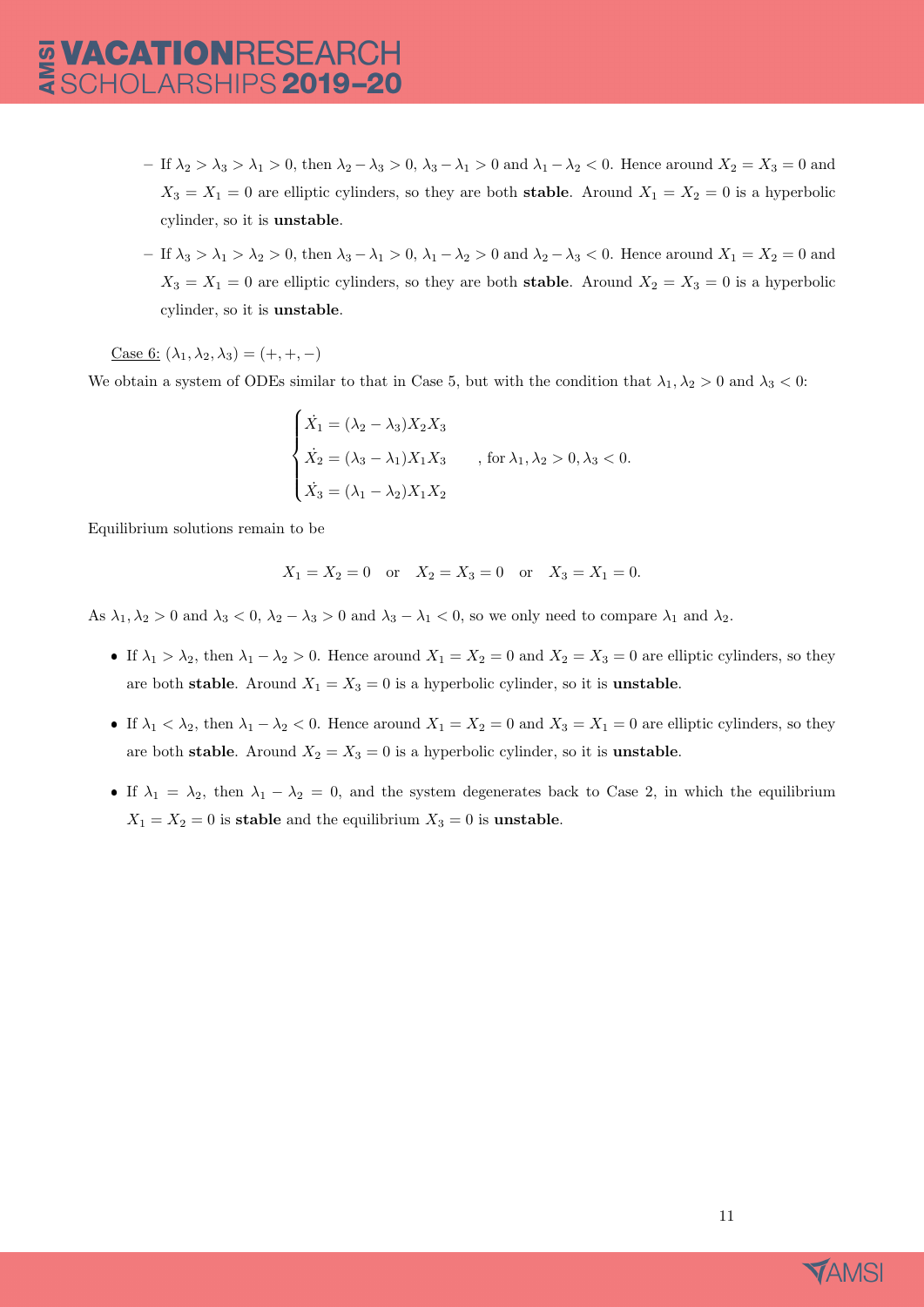- If $\lambda_2 > \lambda_3 > \lambda_1 > 0$, then $\lambda_2 - \lambda_3 > 0$, $\lambda_3 - \lambda_1 > 0$ and $\lambda_1 - \lambda_2 < 0$. Hence around $X_2 = X_3 = 0$ and $X_3 = X_1 = 0$ are elliptic cylinders, so they are both **stable**. Around $X_1 = X_2 = 0$ is a hyperbolic cylinder, so it is **unstable**.
  - If $\lambda_3 > \lambda_1 > \lambda_2 > 0$, then $\lambda_3 - \lambda_1 > 0$, $\lambda_1 - \lambda_2 > 0$ and $\lambda_2 - \lambda_3 < 0$. Hence around $X_1 = X_2 = 0$ and $X_3 = X_1 = 0$ are elliptic cylinders, so they are both **stable**. Around $X_2 = X_3 = 0$ is a hyperbolic cylinder, so it is **unstable**.

Case 6: $(\lambda_1, \lambda_2, \lambda_3) = (+, +, -)$

We obtain a system of ODEs similar to that in Case 5, but with the condition that $\lambda_1, \lambda_2 > 0$ and $\lambda_3 < 0$:

$$
\begin{cases}
\dot{X_1} = (\lambda_2 - \lambda_3) X_2 X_3 \\
\dot{X_2} = (\lambda_3 - \lambda_1) X_1 X_3 \\
\dot{X_3} = (\lambda_1 - \lambda_2) X_1 X_2
\end{cases}
, \text{ for } \lambda_1, \lambda_2 > 0, \lambda_3 < 0.
$$

Equilibrium solutions remain to be

$$
X_1 = X_2 = 0 \quad \text{or} \quad X_2 = X_3 = 0 \quad \text{or} \quad X_3 = X_1 = 0.
$$

As $\lambda_1, \lambda_2 > 0$ and $\lambda_3 < 0$, $\lambda_2 - \lambda_3 > 0$ and $\lambda_3 - \lambda_1 < 0$, so we only need to compare $\lambda_1$ and $\lambda_2$.

- If $\lambda_1 > \lambda_2$, then $\lambda_1 - \lambda_2 > 0$. Hence around $X_1 = X_2 = 0$ and $X_2 = X_3 = 0$ are elliptic cylinders, so they are both **stable**. Around $X_1 = X_3 = 0$ is a hyperbolic cylinder, so it is **unstable**.
- If $\lambda_1 < \lambda_2$, then $\lambda_1 - \lambda_2 < 0$. Hence around $X_1 = X_2 = 0$ and $X_3 = X_1 = 0$ are elliptic cylinders, so they are both **stable**. Around $X_2 = X_3 = 0$ is a hyperbolic cylinder, so it is **unstable**.
- If $\lambda_1 = \lambda_2$, then $\lambda_1 - \lambda_2 = 0$, and the system degenerates back to Case 2, in which the equilibrium $X_1 = X_2 = 0$ is **stable** and the equilibrium $X_3 = 0$ is **unstable**.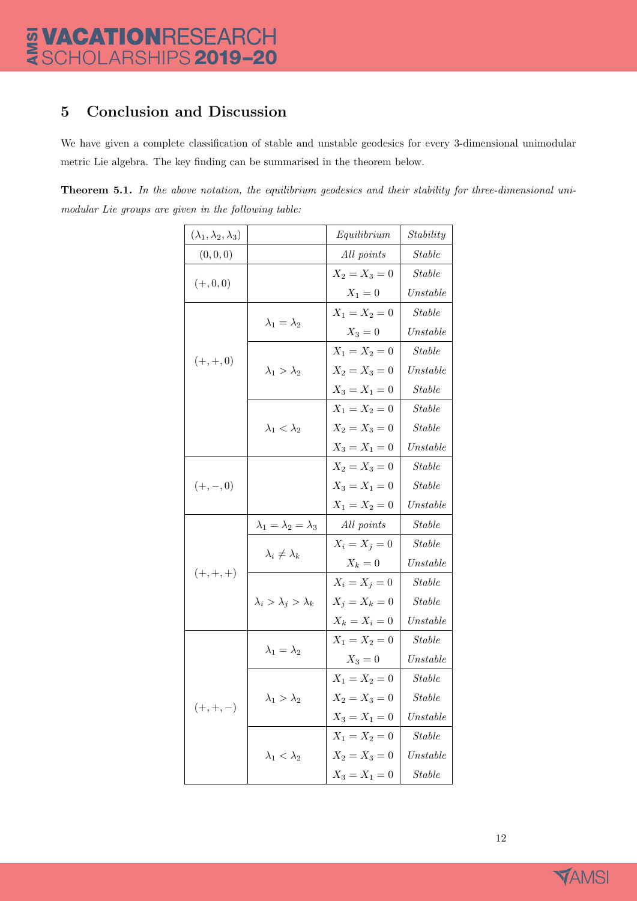## 5 Conclusion and Discussion

We have given a complete classification of stable and unstable geodesics for every 3-dimensional unimodular metric Lie algebra. The key finding can be summarised in the theorem below.

**Theorem 5.1.** *In the above notation, the equilibrium geodesics and their stability for three-dimensional unimodular Lie groups are given in the following table:*

| $(\lambda_1, \lambda_2, \lambda_3)$ | | *Equilibrium* | *Stability* |
|---|---|---|---|
| $(0,0,0)$ | | *All points* | *Stable* |
| $(+,0,0)$ | | $X_2 = X_3 = 0$ | *Stable* |
| | | $X_1 = 0$ | *Unstable* |
| $(+,+,0)$ | $\lambda_1 = \lambda_2$ | $X_1 = X_2 = 0$ | *Stable* |
| | | $X_3 = 0$ | *Unstable* |
| | $\lambda_1 > \lambda_2$ | $X_1 = X_2 = 0$ | *Stable* |
| | | $X_2 = X_3 = 0$ | *Unstable* |
| | | $X_3 = X_1 = 0$ | *Stable* |
| | $\lambda_1 < \lambda_2$ | $X_1 = X_2 = 0$ | *Stable* |
| | | $X_2 = X_3 = 0$ | *Stable* |
| | | $X_3 = X_1 = 0$ | *Unstable* |
| $(+,-,0)$ | | $X_2 = X_3 = 0$ | *Stable* |
| | | $X_3 = X_1 = 0$ | *Stable* |
| | | $X_1 = X_2 = 0$ | *Unstable* |
| $(+,+,+)$ | $\lambda_1 = \lambda_2 = \lambda_3$ | *All points* | *Stable* |
| | $\lambda_i \neq \lambda_k$ | $X_i = X_j = 0$ | *Stable* |
| | | $X_k = 0$ | *Unstable* |
| | $\lambda_i > \lambda_j > \lambda_k$ | $X_i = X_j = 0$ | *Stable* |
| | | $X_j = X_k = 0$ | *Stable* |
| | | $X_k = X_i = 0$ | *Unstable* |
| $(+,+,-)$ | $\lambda_1 = \lambda_2$ | $X_1 = X_2 = 0$ | *Stable* |
| | | $X_3 = 0$ | *Unstable* |
| | $\lambda_1 > \lambda_2$ | $X_1 = X_2 = 0$ | *Stable* |
| | | $X_2 = X_3 = 0$ | *Stable* |
| | | $X_3 = X_1 = 0$ | *Unstable* |
| | $\lambda_1 < \lambda_2$ | $X_1 = X_2 = 0$ | *Stable* |
| | | $X_2 = X_3 = 0$ | *Unstable* |
| | | $X_3 = X_1 = 0$ | *Stable* |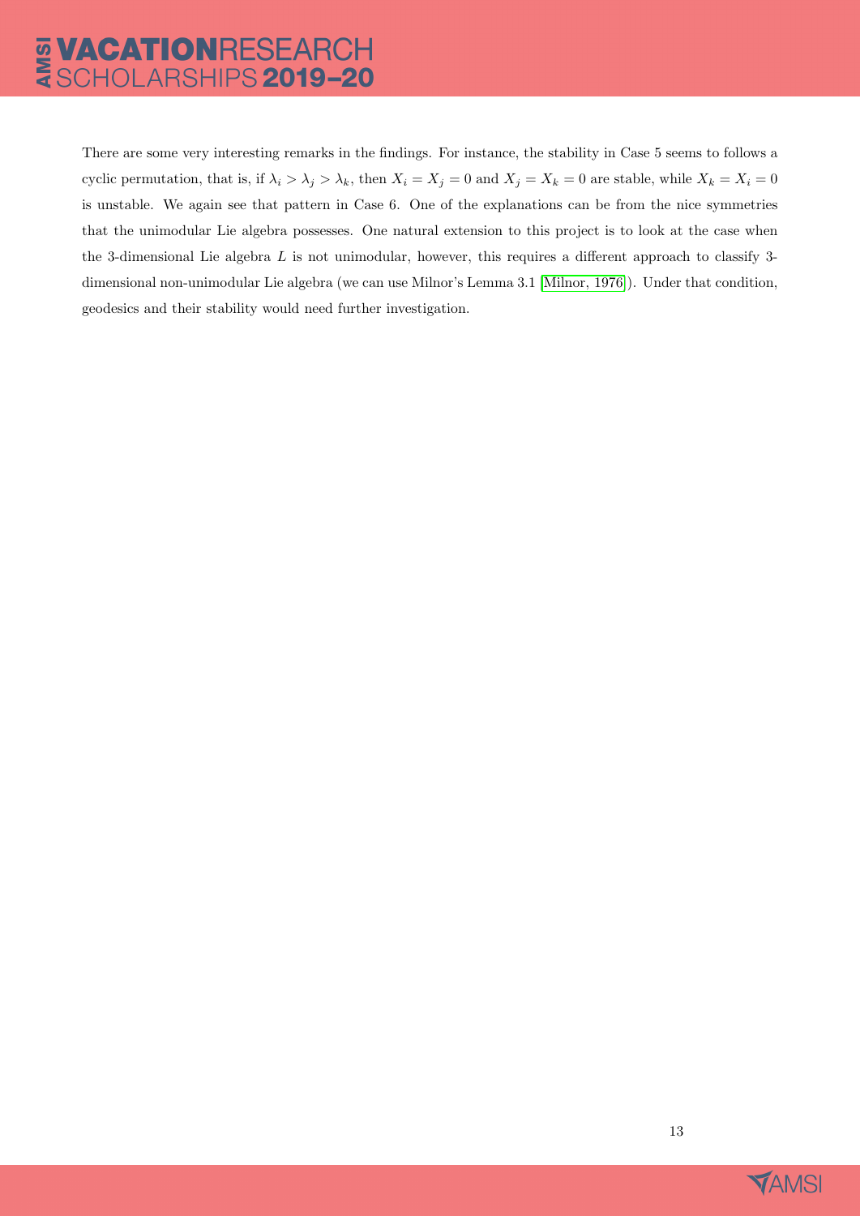There are some very interesting remarks in the findings. For instance, the stability in Case 5 seems to follows a cyclic permutation, that is, if $\lambda_i > \lambda_j > \lambda_k$, then $X_i = X_j = 0$ and $X_j = X_k = 0$ are stable, while $X_k = X_i = 0$ is unstable. We again see that pattern in Case 6. One of the explanations can be from the nice symmetries that the unimodular Lie algebra possesses. One natural extension to this project is to look at the case when the 3-dimensional Lie algebra $L$ is not unimodular, however, this requires a different approach to classify 3-dimensional non-unimodular Lie algebra (we can use Milnor's Lemma 3.1 [Milnor, 1976]). Under that condition, geodesics and their stability would need further investigation.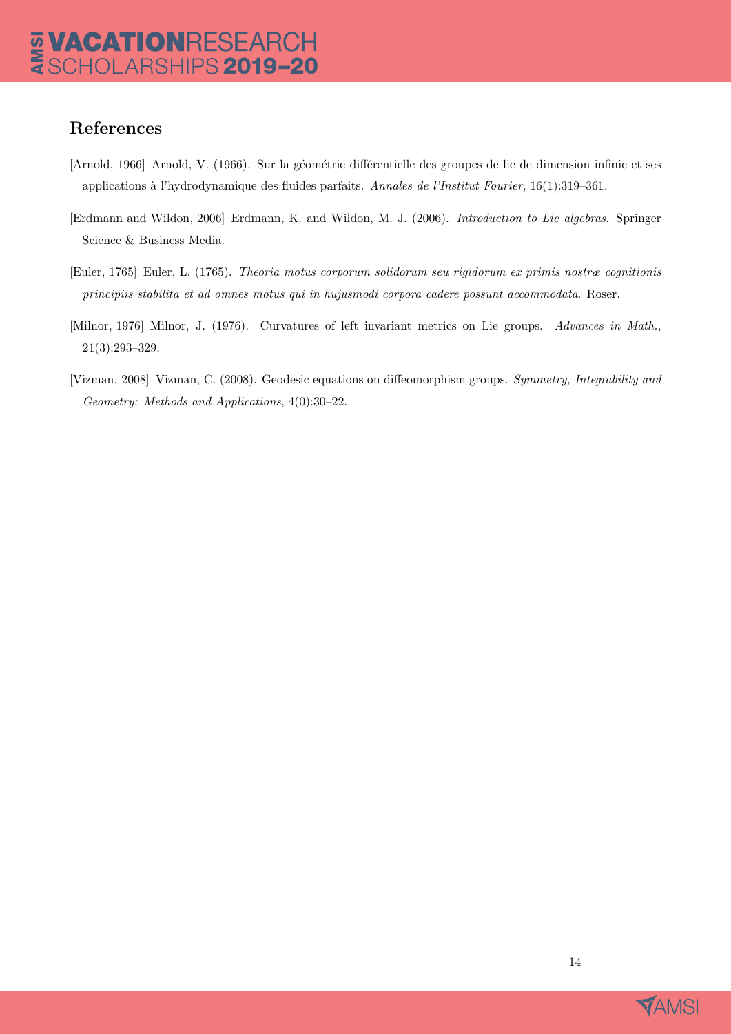## References

[Arnold, 1966] Arnold, V. (1966). Sur la géométrie différentielle des groupes de lie de dimension infinie et ses applications à l'hydrodynamique des fluides parfaits. *Annales de l'Institut Fourier*, 16(1):319–361.

[Erdmann and Wildon, 2006] Erdmann, K. and Wildon, M. J. (2006). *Introduction to Lie algebras*. Springer Science & Business Media.

[Euler, 1765] Euler, L. (1765). *Theoria motus corporum solidorum seu rigidorum ex primis nostræ cognitionis principiis stabilita et ad omnes motus qui in hujusmodi corpora cadere possunt accommodata*. Roser.

[Milnor, 1976] Milnor, J. (1976). Curvatures of left invariant metrics on Lie groups. *Advances in Math.*, 21(3):293–329.

[Vizman, 2008] Vizman, C. (2008). Geodesic equations on diffeomorphism groups. *Symmetry, Integrability and Geometry: Methods and Applications*, 4(0):30–22.